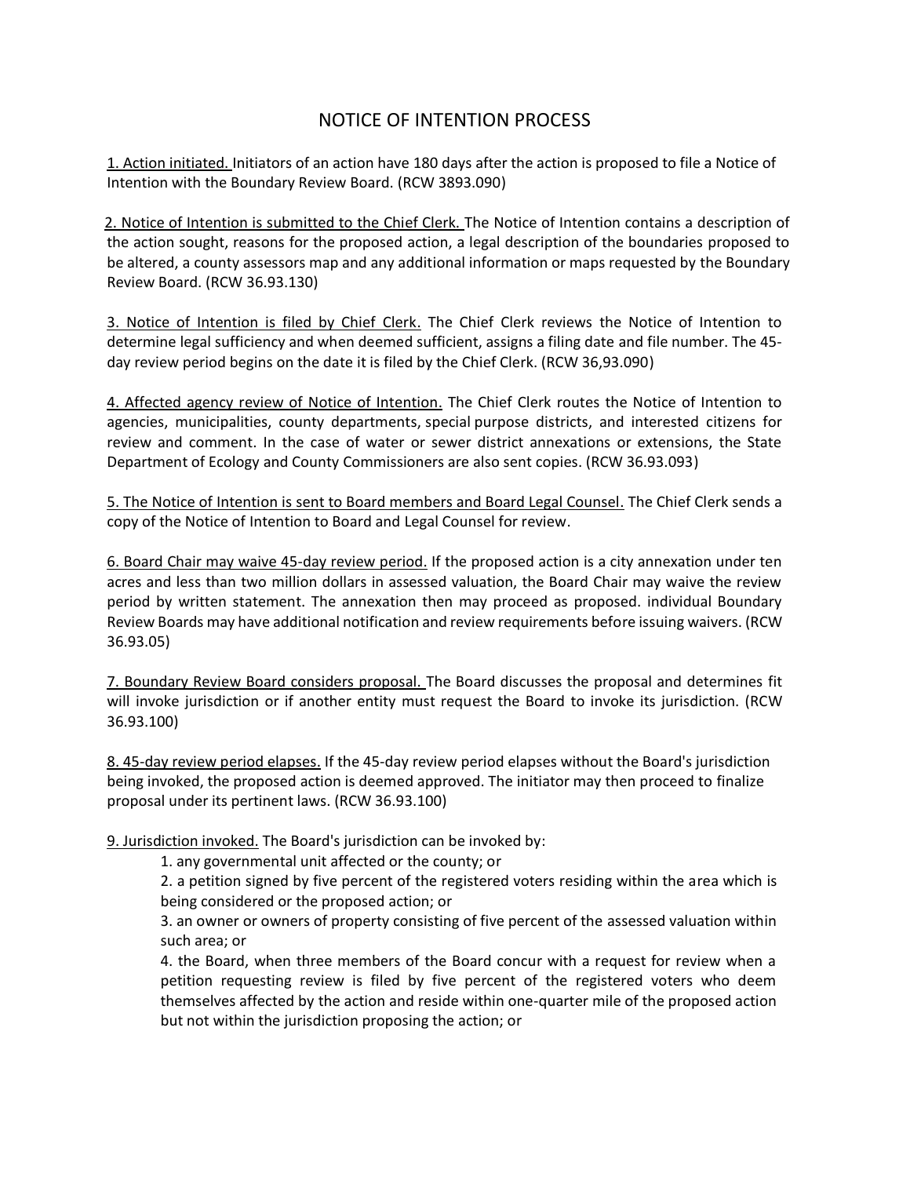# NOTICE OF INTENTION PROCESS

1. Action initiated. Initiators of an action have 180 days after the action is proposed to file a Notice of Intention with the Boundary Review Board. (RCW 3893.090)

2. Notice of Intention is submitted to the Chief Clerk. The Notice of Intention contains a description of the action sought, reasons for the proposed action, a legal description of the boundaries proposed to be altered, a county assessors map and any additional information or maps requested by the Boundary Review Board. (RCW 36.93.130)

3. Notice of Intention is filed by Chief Clerk. The Chief Clerk reviews the Notice of Intention to determine legal sufficiency and when deemed sufficient, assigns a filing date and file number. The 45-day review period begins on the date it is filed by the Chief Clerk. (RCW 36,93.090)

4. Affected agency review of Notice of Intention. The Chief Clerk routes the Notice of Intention to agencies, municipalities, county departments, special purpose districts, and interested citizens for review and comment. In the case of water or sewer district annexations or extensions, the State Department of Ecology and County Commissioners are also sent copies. (RCW 36.93.093)

5. The Notice of Intention is sent to Board members and Board Legal Counsel. The Chief Clerk sends a copy of the Notice of Intention to Board and Legal Counsel for review.

6. Board Chair may waive 45-day review period. If the proposed action is a city annexation under ten acres and less than two million dollars in assessed valuation, the Board Chair may waive the review period by written statement. The annexation then may proceed as proposed. individual Boundary Review Boards may have additional notification and review requirements before issuing waivers. (RCW 36.93.05)

7. Boundary Review Board considers proposal. The Board discusses the proposal and determines fit will invoke jurisdiction or if another entity must request the Board to invoke its jurisdiction. (RCW 36.93.100)

8. 45-day review period elapses. If the 45-day review period elapses without the Board's jurisdiction being invoked, the proposed action is deemed approved. The initiator may then proceed to finalize proposal under its pertinent laws. (RCW 36.93.100)

9. Jurisdiction invoked. The Board's jurisdiction can be invoked by:

   1. any governmental unit affected or the county; or
   2. a petition signed by five percent of the registered voters residing within the area which is being considered or the proposed action; or
   3. an owner or owners of property consisting of five percent of the assessed valuation within such area; or
   4. the Board, when three members of the Board concur with a request for review when a petition requesting review is filed by five percent of the registered voters who deem themselves affected by the action and reside within one-quarter mile of the proposed action but not within the jurisdiction proposing the action; or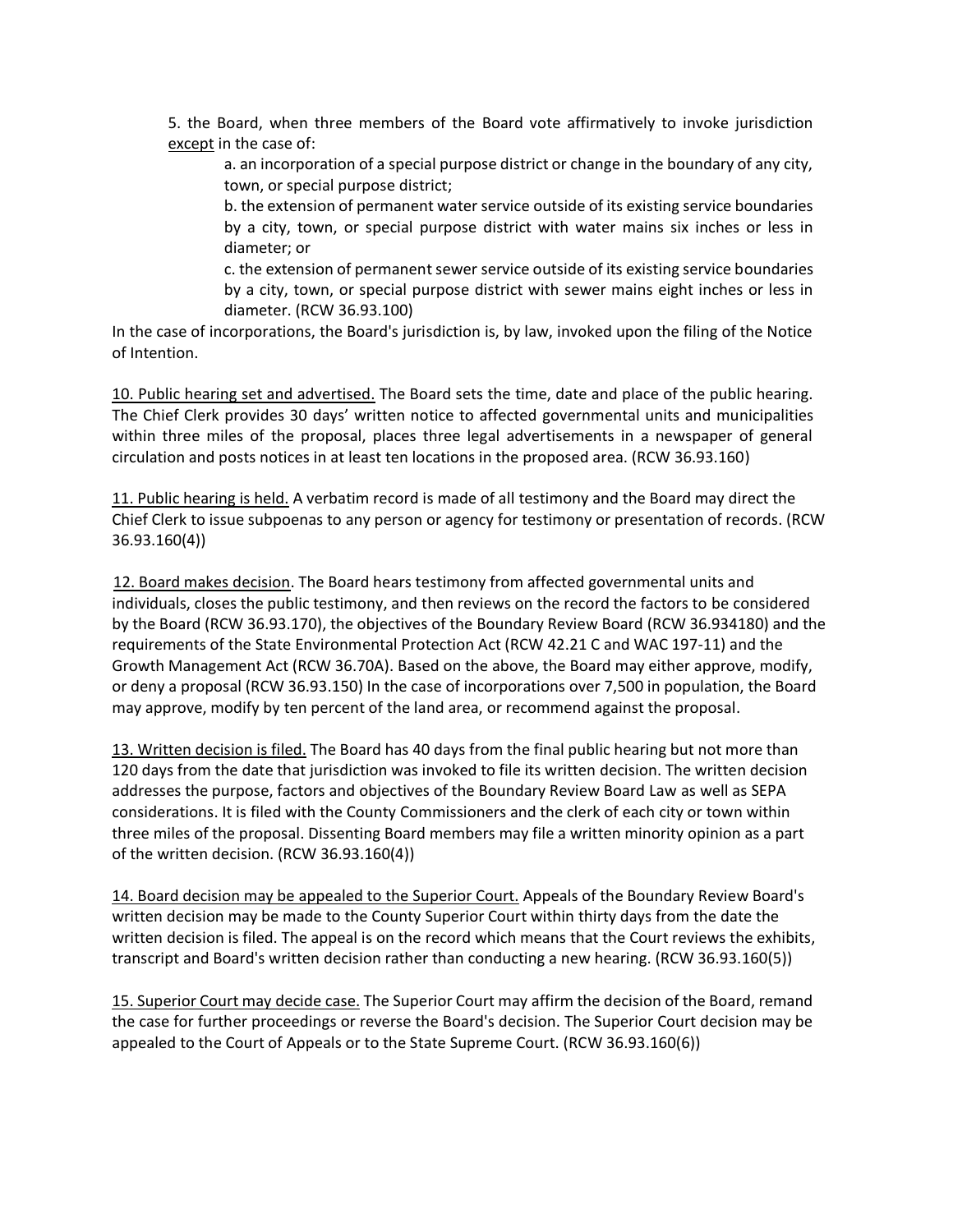5. the Board, when three members of the Board vote affirmatively to invoke jurisdiction <u>except</u> in the case of:

a. an incorporation of a special purpose district or change in the boundary of any city, town, or special purpose district;

b. the extension of permanent water service outside of its existing service boundaries by a city, town, or special purpose district with water mains six inches or less in diameter; or

c. the extension of permanent sewer service outside of its existing service boundaries by a city, town, or special purpose district with sewer mains eight inches or less in diameter. (RCW 36.93.100)

In the case of incorporations, the Board's jurisdiction is, by law, invoked upon the filing of the Notice of Intention.

<u>10. Public hearing set and advertised.</u> The Board sets the time, date and place of the public hearing. The Chief Clerk provides 30 days' written notice to affected governmental units and municipalities within three miles of the proposal, places three legal advertisements in a newspaper of general circulation and posts notices in at least ten locations in the proposed area. (RCW 36.93.160)

<u>11. Public hearing is held.</u> A verbatim record is made of all testimony and the Board may direct the Chief Clerk to issue subpoenas to any person or agency for testimony or presentation of records. (RCW 36.93.160(4))

<u>12. Board makes decision</u>. The Board hears testimony from affected governmental units and individuals, closes the public testimony, and then reviews on the record the factors to be considered by the Board (RCW 36.93.170), the objectives of the Boundary Review Board (RCW 36.934180) and the requirements of the State Environmental Protection Act (RCW 42.21 C and WAC 197-11) and the Growth Management Act (RCW 36.70A). Based on the above, the Board may either approve, modify, or deny a proposal (RCW 36.93.150) In the case of incorporations over 7,500 in population, the Board may approve, modify by ten percent of the land area, or recommend against the proposal.

<u>13. Written decision is filed.</u> The Board has 40 days from the final public hearing but not more than 120 days from the date that jurisdiction was invoked to file its written decision. The written decision addresses the purpose, factors and objectives of the Boundary Review Board Law as well as SEPA considerations. It is filed with the County Commissioners and the clerk of each city or town within three miles of the proposal. Dissenting Board members may file a written minority opinion as a part of the written decision. (RCW 36.93.160(4))

<u>14. Board decision may be appealed to the Superior Court.</u> Appeals of the Boundary Review Board's written decision may be made to the County Superior Court within thirty days from the date the written decision is filed. The appeal is on the record which means that the Court reviews the exhibits, transcript and Board's written decision rather than conducting a new hearing. (RCW 36.93.160(5))

<u>15. Superior Court may decide case.</u> The Superior Court may affirm the decision of the Board, remand the case for further proceedings or reverse the Board's decision. The Superior Court decision may be appealed to the Court of Appeals or to the State Supreme Court. (RCW 36.93.160(6))